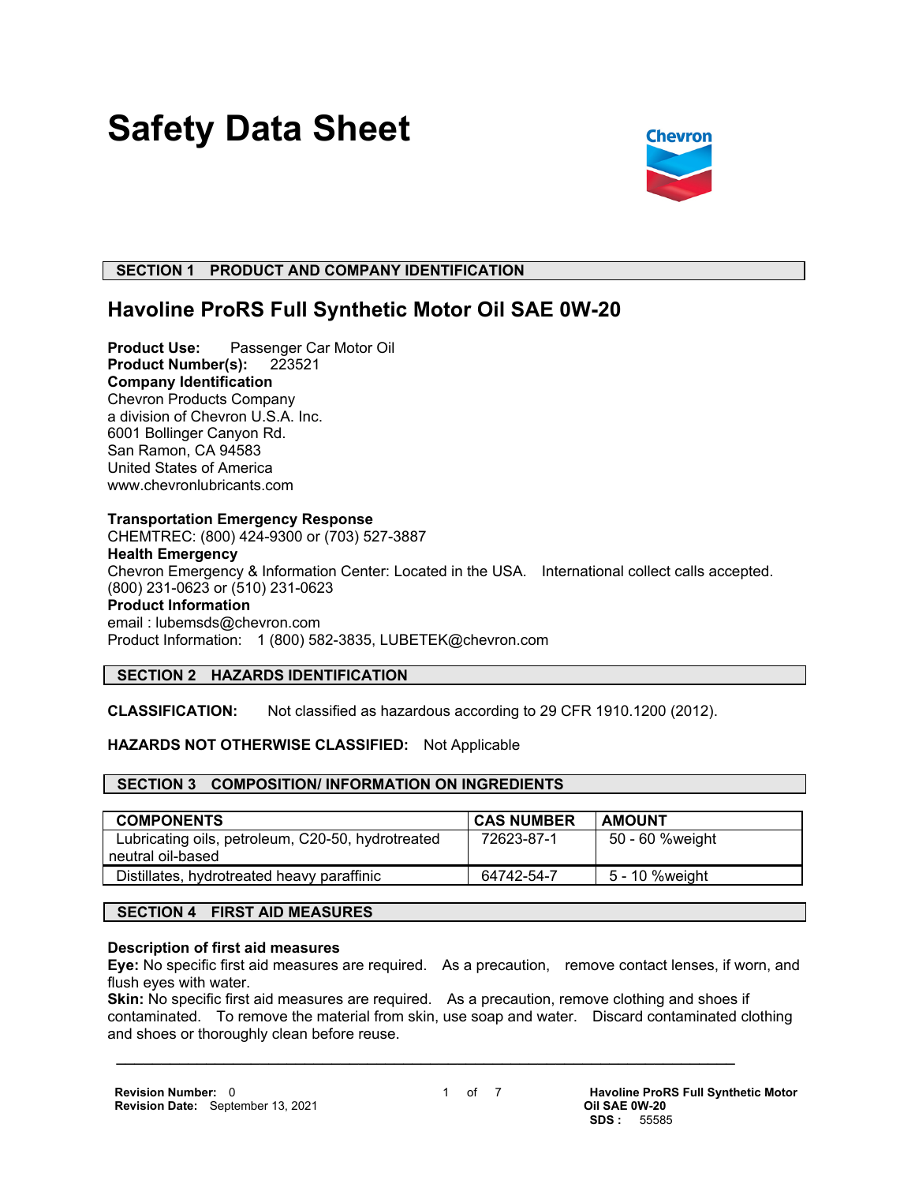# Safety Data Sheet

## SECTION 1 PRODUCT AND COMPANY IDENTIFICATION

## Havoline ProRS Full Synthetic Motor Oil SAE 0W-20

**Product Use:** Passenger Car Motor Oil
**Product Number(s):** 223521
**Company Identification**
Chevron Products Company
a division of Chevron U.S.A. Inc.
6001 Bollinger Canyon Rd.
San Ramon, CA 94583
United States of America
www.chevronlubricants.com

**Transportation Emergency Response**
CHEMTREC: (800) 424-9300 or (703) 527-3887
**Health Emergency**
Chevron Emergency & Information Center: Located in the USA. International collect calls accepted.
(800) 231-0623 or (510) 231-0623
**Product Information**
email : lubemsds@chevron.com
Product Information: 1 (800) 582-3835, LUBETEK@chevron.com

## SECTION 2 HAZARDS IDENTIFICATION

**CLASSIFICATION:** Not classified as hazardous according to 29 CFR 1910.1200 (2012).

**HAZARDS NOT OTHERWISE CLASSIFIED:** Not Applicable

## SECTION 3 COMPOSITION/ INFORMATION ON INGREDIENTS

| COMPONENTS | CAS NUMBER | AMOUNT |
|---|---|---|
| Lubricating oils, petroleum, C20-50, hydrotreated neutral oil-based | 72623-87-1 | 50 - 60 %weight |
| Distillates, hydrotreated heavy paraffinic | 64742-54-7 | 5 - 10 %weight |

## SECTION 4 FIRST AID MEASURES

**Description of first aid measures**
**Eye:** No specific first aid measures are required. As a precaution, remove contact lenses, if worn, and flush eyes with water.
**Skin:** No specific first aid measures are required. As a precaution, remove clothing and shoes if contaminated. To remove the material from skin, use soap and water. Discard contaminated clothing and shoes or thoroughly clean before reuse.

**Revision Number:** 0
**Revision Date:** September 13, 2021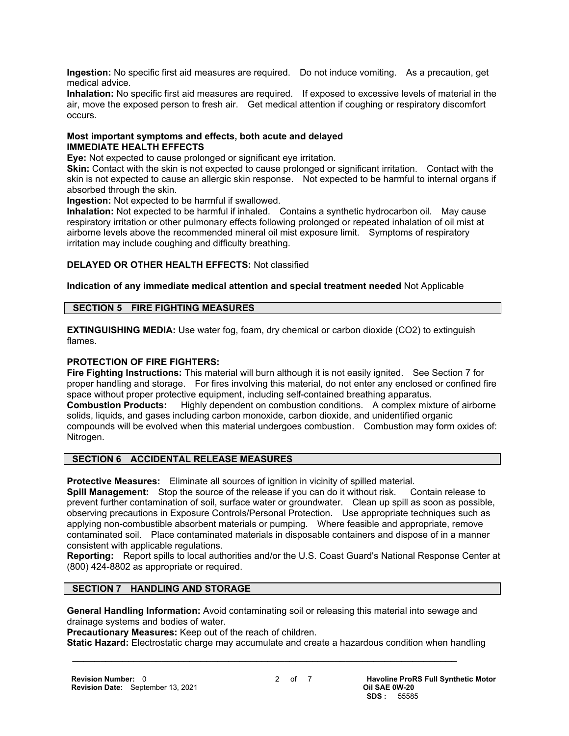**Ingestion:** No specific first aid measures are required. Do not induce vomiting. As a precaution, get medical advice.

**Inhalation:** No specific first aid measures are required. If exposed to excessive levels of material in the air, move the exposed person to fresh air. Get medical attention if coughing or respiratory discomfort occurs.

**Most important symptoms and effects, both acute and delayed**

**IMMEDIATE HEALTH EFFECTS**

**Eye:** Not expected to cause prolonged or significant eye irritation.

**Skin:** Contact with the skin is not expected to cause prolonged or significant irritation. Contact with the skin is not expected to cause an allergic skin response. Not expected to be harmful to internal organs if absorbed through the skin.

**Ingestion:** Not expected to be harmful if swallowed.

**Inhalation:** Not expected to be harmful if inhaled. Contains a synthetic hydrocarbon oil. May cause respiratory irritation or other pulmonary effects following prolonged or repeated inhalation of oil mist at airborne levels above the recommended mineral oil mist exposure limit. Symptoms of respiratory irritation may include coughing and difficulty breathing.

**DELAYED OR OTHER HEALTH EFFECTS:** Not classified

**Indication of any immediate medical attention and special treatment needed** Not Applicable

## SECTION 5 FIRE FIGHTING MEASURES

**EXTINGUISHING MEDIA:** Use water fog, foam, dry chemical or carbon dioxide ($CO_2$) to extinguish flames.

**PROTECTION OF FIRE FIGHTERS:**

**Fire Fighting Instructions:** This material will burn although it is not easily ignited. See Section 7 for proper handling and storage. For fires involving this material, do not enter any enclosed or confined fire space without proper protective equipment, including self-contained breathing apparatus.

**Combustion Products:** Highly dependent on combustion conditions. A complex mixture of airborne solids, liquids, and gases including carbon monoxide, carbon dioxide, and unidentified organic compounds will be evolved when this material undergoes combustion. Combustion may form oxides of: Nitrogen.

## SECTION 6 ACCIDENTAL RELEASE MEASURES

**Protective Measures:** Eliminate all sources of ignition in vicinity of spilled material.

**Spill Management:** Stop the source of the release if you can do it without risk. Contain release to prevent further contamination of soil, surface water or groundwater. Clean up spill as soon as possible, observing precautions in Exposure Controls/Personal Protection. Use appropriate techniques such as applying non-combustible absorbent materials or pumping. Where feasible and appropriate, remove contaminated soil. Place contaminated materials in disposable containers and dispose of in a manner consistent with applicable regulations.

**Reporting:** Report spills to local authorities and/or the U.S. Coast Guard's National Response Center at (800) 424-8802 as appropriate or required.

## SECTION 7 HANDLING AND STORAGE

**General Handling Information:** Avoid contaminating soil or releasing this material into sewage and drainage systems and bodies of water.

**Precautionary Measures:** Keep out of the reach of children.

**Static Hazard:** Electrostatic charge may accumulate and create a hazardous condition when handling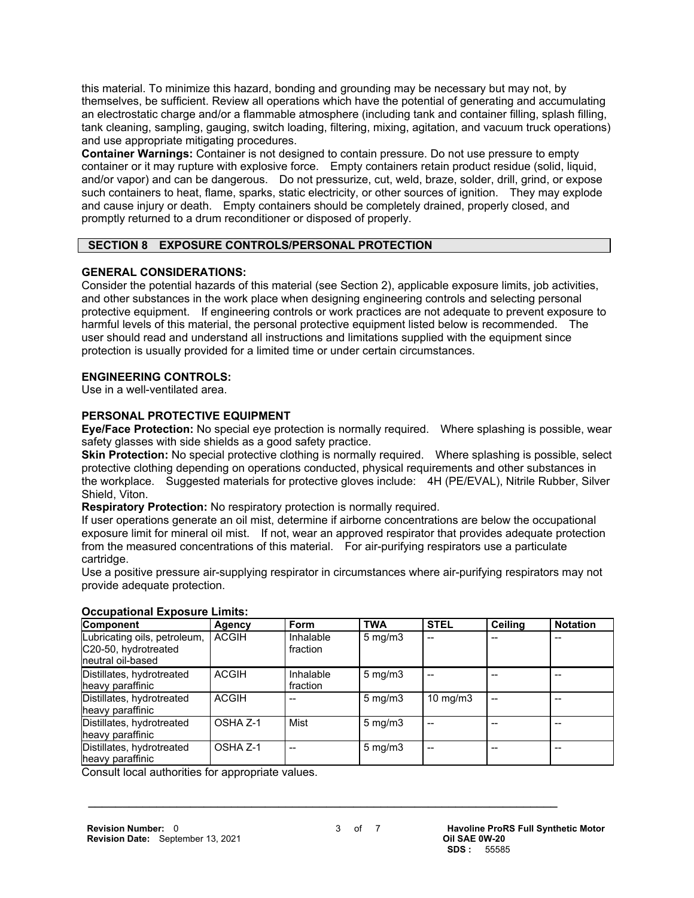this material. To minimize this hazard, bonding and grounding may be necessary but may not, by themselves, be sufficient. Review all operations which have the potential of generating and accumulating an electrostatic charge and/or a flammable atmosphere (including tank and container filling, splash filling, tank cleaning, sampling, gauging, switch loading, filtering, mixing, agitation, and vacuum truck operations) and use appropriate mitigating procedures.

**Container Warnings:** Container is not designed to contain pressure. Do not use pressure to empty container or it may rupture with explosive force. Empty containers retain product residue (solid, liquid, and/or vapor) and can be dangerous. Do not pressurize, cut, weld, braze, solder, drill, grind, or expose such containers to heat, flame, sparks, static electricity, or other sources of ignition. They may explode and cause injury or death. Empty containers should be completely drained, properly closed, and promptly returned to a drum reconditioner or disposed of properly.

## SECTION 8 EXPOSURE CONTROLS/PERSONAL PROTECTION

### GENERAL CONSIDERATIONS:

Consider the potential hazards of this material (see Section 2), applicable exposure limits, job activities, and other substances in the work place when designing engineering controls and selecting personal protective equipment. If engineering controls or work practices are not adequate to prevent exposure to harmful levels of this material, the personal protective equipment listed below is recommended. The user should read and understand all instructions and limitations supplied with the equipment since protection is usually provided for a limited time or under certain circumstances.

### ENGINEERING CONTROLS:

Use in a well-ventilated area.

### PERSONAL PROTECTIVE EQUIPMENT

**Eye/Face Protection:** No special eye protection is normally required. Where splashing is possible, wear safety glasses with side shields as a good safety practice.

**Skin Protection:** No special protective clothing is normally required. Where splashing is possible, select protective clothing depending on operations conducted, physical requirements and other substances in the workplace. Suggested materials for protective gloves include: 4H (PE/EVAL), Nitrile Rubber, Silver Shield, Viton.

**Respiratory Protection:** No respiratory protection is normally required.

If user operations generate an oil mist, determine if airborne concentrations are below the occupational exposure limit for mineral oil mist. If not, wear an approved respirator that provides adequate protection from the measured concentrations of this material. For air-purifying respirators use a particulate cartridge.

Use a positive pressure air-supplying respirator in circumstances where air-purifying respirators may not provide adequate protection.

**Occupational Exposure Limits:**

| Component | Agency | Form | TWA | STEL | Ceiling | Notation |
|---|---|---|---|---|---|---|
| Lubricating oils, petroleum, C20-50, hydrotreated neutral oil-based | ACGIH | Inhalable fraction | 5 mg/m3 | -- | -- | -- |
| Distillates, hydrotreated heavy paraffinic | ACGIH | Inhalable fraction | 5 mg/m3 | -- | -- | -- |
| Distillates, hydrotreated heavy paraffinic | ACGIH | -- | 5 mg/m3 | 10 mg/m3 | -- | -- |
| Distillates, hydrotreated heavy paraffinic | OSHA Z-1 | Mist | 5 mg/m3 | -- | -- | -- |
| Distillates, hydrotreated heavy paraffinic | OSHA Z-1 | -- | 5 mg/m3 | -- | -- | -- |

Consult local authorities for appropriate values.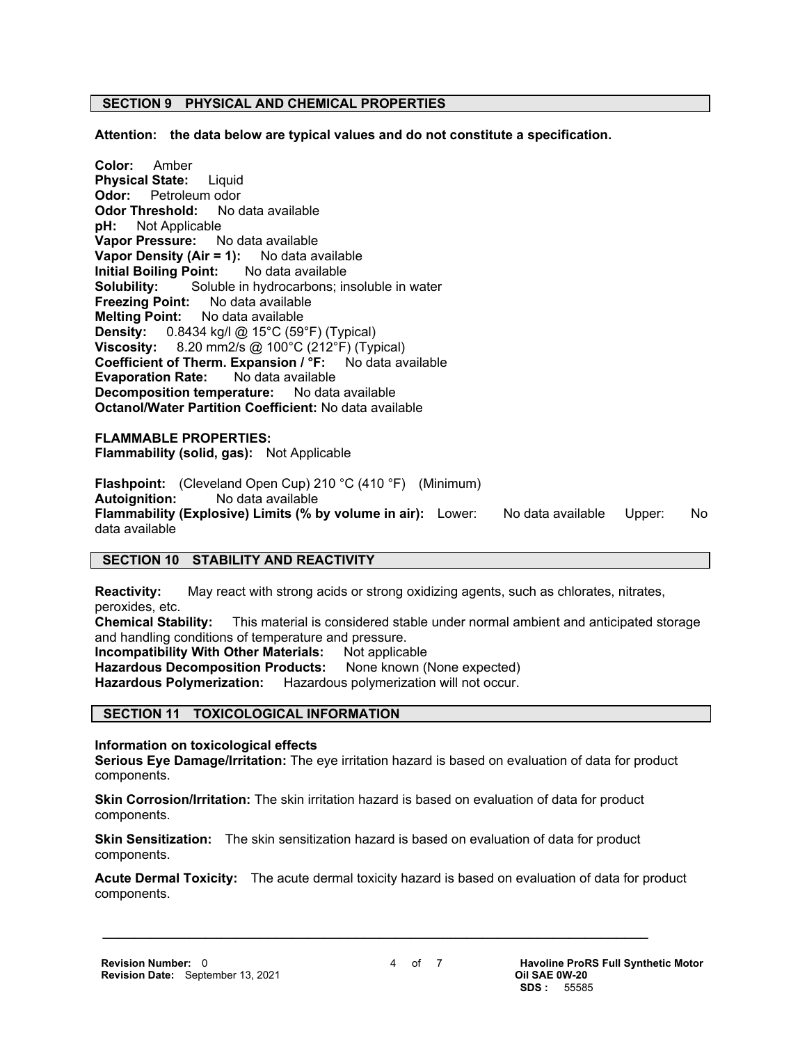## SECTION 9 PHYSICAL AND CHEMICAL PROPERTIES

**Attention: the data below are typical values and do not constitute a specification.**

**Color:** Amber
**Physical State:** Liquid
**Odor:** Petroleum odor
**Odor Threshold:** No data available
**pH:** Not Applicable
**Vapor Pressure:** No data available
**Vapor Density (Air = 1):** No data available
**Initial Boiling Point:** No data available
**Solubility:** Soluble in hydrocarbons; insoluble in water
**Freezing Point:** No data available
**Melting Point:** No data available
**Density:** 0.8434 kg/l @ 15°C (59°F) (Typical)
**Viscosity:** 8.20 mm2/s @ 100°C (212°F) (Typical)
**Coefficient of Therm. Expansion / °F:** No data available
**Evaporation Rate:** No data available
**Decomposition temperature:** No data available
**Octanol/Water Partition Coefficient:** No data available

**FLAMMABLE PROPERTIES:**
**Flammability (solid, gas):** Not Applicable

**Flashpoint:** (Cleveland Open Cup) 210 °C (410 °F) (Minimum)
**Autoignition:** No data available
**Flammability (Explosive) Limits (% by volume in air):** Lower: No data available Upper: No data available

## SECTION 10 STABILITY AND REACTIVITY

**Reactivity:** May react with strong acids or strong oxidizing agents, such as chlorates, nitrates, peroxides, etc.
**Chemical Stability:** This material is considered stable under normal ambient and anticipated storage and handling conditions of temperature and pressure.
**Incompatibility With Other Materials:** Not applicable
**Hazardous Decomposition Products:** None known (None expected)
**Hazardous Polymerization:** Hazardous polymerization will not occur.

## SECTION 11 TOXICOLOGICAL INFORMATION

**Information on toxicological effects**
**Serious Eye Damage/Irritation:** The eye irritation hazard is based on evaluation of data for product components.

**Skin Corrosion/Irritation:** The skin irritation hazard is based on evaluation of data for product components.

**Skin Sensitization:** The skin sensitization hazard is based on evaluation of data for product components.

**Acute Dermal Toxicity:** The acute dermal toxicity hazard is based on evaluation of data for product components.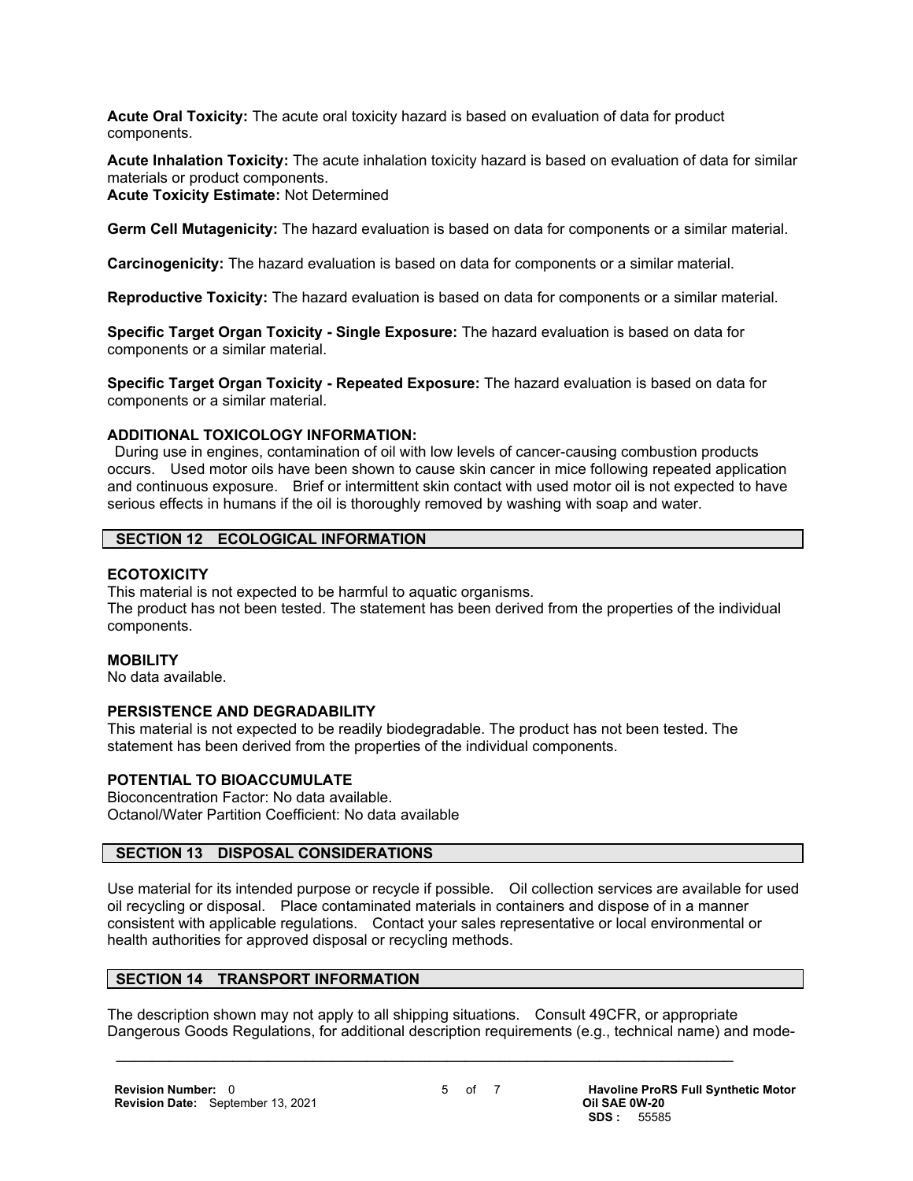**Acute Oral Toxicity:** The acute oral toxicity hazard is based on evaluation of data for product components.

**Acute Inhalation Toxicity:** The acute inhalation toxicity hazard is based on evaluation of data for similar materials or product components.
**Acute Toxicity Estimate:** Not Determined

**Germ Cell Mutagenicity:** The hazard evaluation is based on data for components or a similar material.

**Carcinogenicity:** The hazard evaluation is based on data for components or a similar material.

**Reproductive Toxicity:** The hazard evaluation is based on data for components or a similar material.

**Specific Target Organ Toxicity - Single Exposure:** The hazard evaluation is based on data for components or a similar material.

**Specific Target Organ Toxicity - Repeated Exposure:** The hazard evaluation is based on data for components or a similar material.

**ADDITIONAL TOXICOLOGY INFORMATION:**
During use in engines, contamination of oil with low levels of cancer-causing combustion products occurs. Used motor oils have been shown to cause skin cancer in mice following repeated application and continuous exposure. Brief or intermittent skin contact with used motor oil is not expected to have serious effects in humans if the oil is thoroughly removed by washing with soap and water.

## SECTION 12 ECOLOGICAL INFORMATION

**ECOTOXICITY**
This material is not expected to be harmful to aquatic organisms.
The product has not been tested. The statement has been derived from the properties of the individual components.

**MOBILITY**
No data available.

**PERSISTENCE AND DEGRADABILITY**
This material is not expected to be readily biodegradable. The product has not been tested. The statement has been derived from the properties of the individual components.

**POTENTIAL TO BIOACCUMULATE**
Bioconcentration Factor: No data available.
Octanol/Water Partition Coefficient: No data available

## SECTION 13 DISPOSAL CONSIDERATIONS

Use material for its intended purpose or recycle if possible. Oil collection services are available for used oil recycling or disposal. Place contaminated materials in containers and dispose of in a manner consistent with applicable regulations. Contact your sales representative or local environmental or health authorities for approved disposal or recycling methods.

## SECTION 14 TRANSPORT INFORMATION

The description shown may not apply to all shipping situations. Consult 49CFR, or appropriate Dangerous Goods Regulations, for additional description requirements (e.g., technical name) and mode-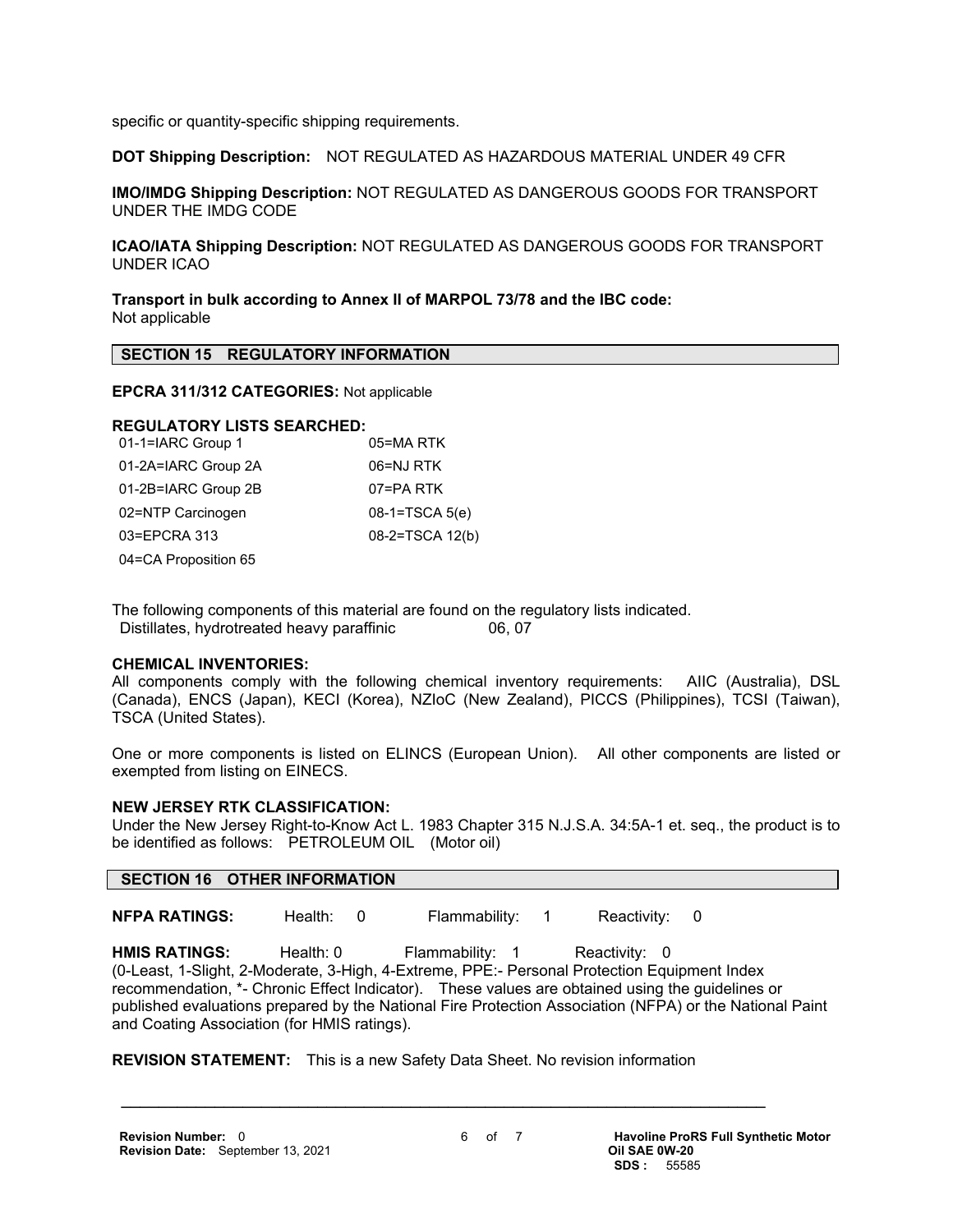specific or quantity-specific shipping requirements.

**DOT Shipping Description:** NOT REGULATED AS HAZARDOUS MATERIAL UNDER 49 CFR

**IMO/IMDG Shipping Description:** NOT REGULATED AS DANGEROUS GOODS FOR TRANSPORT UNDER THE IMDG CODE

**ICAO/IATA Shipping Description:** NOT REGULATED AS DANGEROUS GOODS FOR TRANSPORT UNDER ICAO

**Transport in bulk according to Annex II of MARPOL 73/78 and the IBC code:**
Not applicable

## SECTION 15 REGULATORY INFORMATION

**EPCRA 311/312 CATEGORIES:** Not applicable

**REGULATORY LISTS SEARCHED:**

| | |
|---|---|
| 01-1=IARC Group 1 | 05=MA RTK |
| 01-2A=IARC Group 2A | 06=NJ RTK |
| 01-2B=IARC Group 2B | 07=PA RTK |
| 02=NTP Carcinogen | 08-1=TSCA 5(e) |
| 03=EPCRA 313 | 08-2=TSCA 12(b) |
| 04=CA Proposition 65 | |

The following components of this material are found on the regulatory lists indicated.

| | |
|---|---|
| Distillates, hydrotreated heavy paraffinic | 06, 07 |

**CHEMICAL INVENTORIES:**
All components comply with the following chemical inventory requirements: AIIC (Australia), DSL (Canada), ENCS (Japan), KECI (Korea), NZIoC (New Zealand), PICCS (Philippines), TCSI (Taiwan), TSCA (United States).

One or more components is listed on ELINCS (European Union). All other components are listed or exempted from listing on EINECS.

**NEW JERSEY RTK CLASSIFICATION:**
Under the New Jersey Right-to-Know Act L. 1983 Chapter 315 N.J.S.A. 34:5A-1 et. seq., the product is to be identified as follows: PETROLEUM OIL (Motor oil)

## SECTION 16 OTHER INFORMATION

**NFPA RATINGS:** Health: 0 Flammability: 1 Reactivity: 0

**HMIS RATINGS:** Health: 0 Flammability: 1 Reactivity: 0
(0-Least, 1-Slight, 2-Moderate, 3-High, 4-Extreme, PPE:- Personal Protection Equipment Index recommendation, *- Chronic Effect Indicator). These values are obtained using the guidelines or published evaluations prepared by the National Fire Protection Association (NFPA) or the National Paint and Coating Association (for HMIS ratings).

**REVISION STATEMENT:** This is a new Safety Data Sheet. No revision information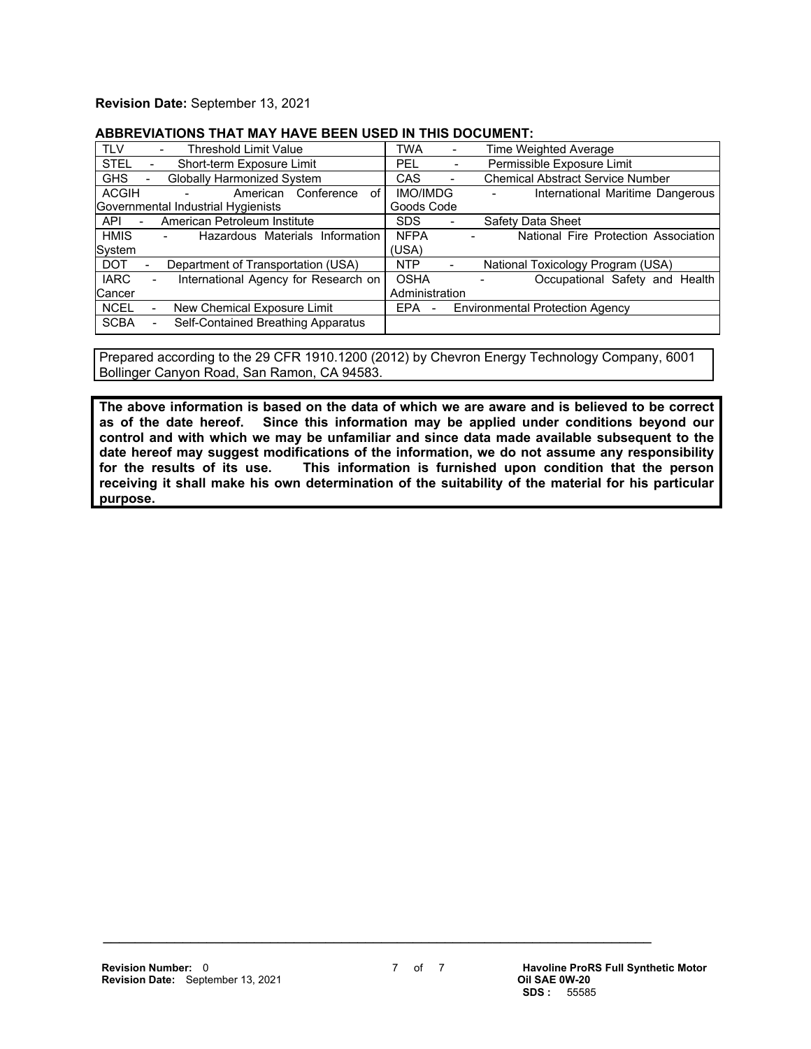**Revision Date:** September 13, 2021

**ABBREVIATIONS THAT MAY HAVE BEEN USED IN THIS DOCUMENT:**

| | |
|---|---|
| TLV - Threshold Limit Value | TWA - Time Weighted Average |
| STEL - Short-term Exposure Limit | PEL - Permissible Exposure Limit |
| GHS - Globally Harmonized System | CAS - Chemical Abstract Service Number |
| ACGIH - American Conference of Governmental Industrial Hygienists | IMO/IMDG - International Maritime Dangerous Goods Code |
| API - American Petroleum Institute | SDS - Safety Data Sheet |
| HMIS - Hazardous Materials Information System | NFPA - National Fire Protection Association (USA) |
| DOT - Department of Transportation (USA) | NTP - National Toxicology Program (USA) |
| IARC - International Agency for Research on Cancer | OSHA - Occupational Safety and Health Administration |
| NCEL - New Chemical Exposure Limit | EPA - Environmental Protection Agency |
| SCBA - Self-Contained Breathing Apparatus | |

Prepared according to the 29 CFR 1910.1200 (2012) by Chevron Energy Technology Company, 6001 Bollinger Canyon Road, San Ramon, CA 94583.

**The above information is based on the data of which we are aware and is believed to be correct as of the date hereof. Since this information may be applied under conditions beyond our control and with which we may be unfamiliar and since data made available subsequent to the date hereof may suggest modifications of the information, we do not assume any responsibility for the results of its use. This information is furnished upon condition that the person receiving it shall make his own determination of the suitability of the material for his particular purpose.**